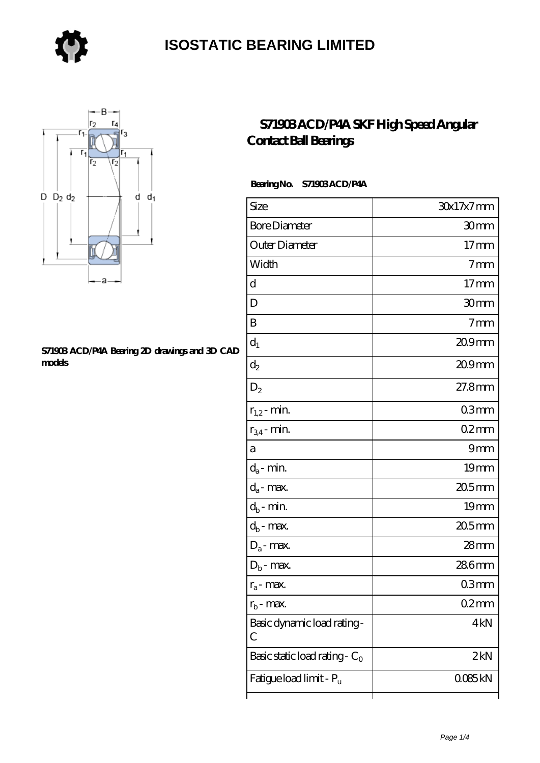# ISOSTATIC BEARING LIMITED

## S71903 ACD/P4A SKF High Speed Angular Contact Ball Bearings

S71903 ACD/P4A Bearing 2D drawings and 3D CAD models

**Bearing No. S71903 ACD/P4A**

| | |
|---|---|
| Size | 30x17x7 mm |
| Bore Diameter | 30 mm |
| Outer Diameter | 17 mm |
| Width | 7 mm |
| d | 17 mm |
| D | 30 mm |
| B | 7 mm |
| $d_1$ | 20.9 mm |
| $d_2$ | 20.9 mm |
| $D_2$ | 27.8 mm |
| $r_{1,2}$ - min. | 0.3 mm |
| $r_{3,4}$ - min. | 0.2 mm |
| a | 9 mm |
| $d_a$ - min. | 19 mm |
| $d_a$ - max. | 20.5 mm |
| $d_b$ - min. | 19 mm |
| $d_b$ - max. | 20.5 mm |
| $D_a$ - max. | 28 mm |
| $D_b$ - max. | 28.6 mm |
| $r_a$ - max. | 0.3 mm |
| $r_b$ - max. | 0.2 mm |
| Basic dynamic load rating - C | 4 kN |
| Basic static load rating - $C_0$ | 2 kN |
| Fatigue load limit - $P_u$ | 0.085 kN |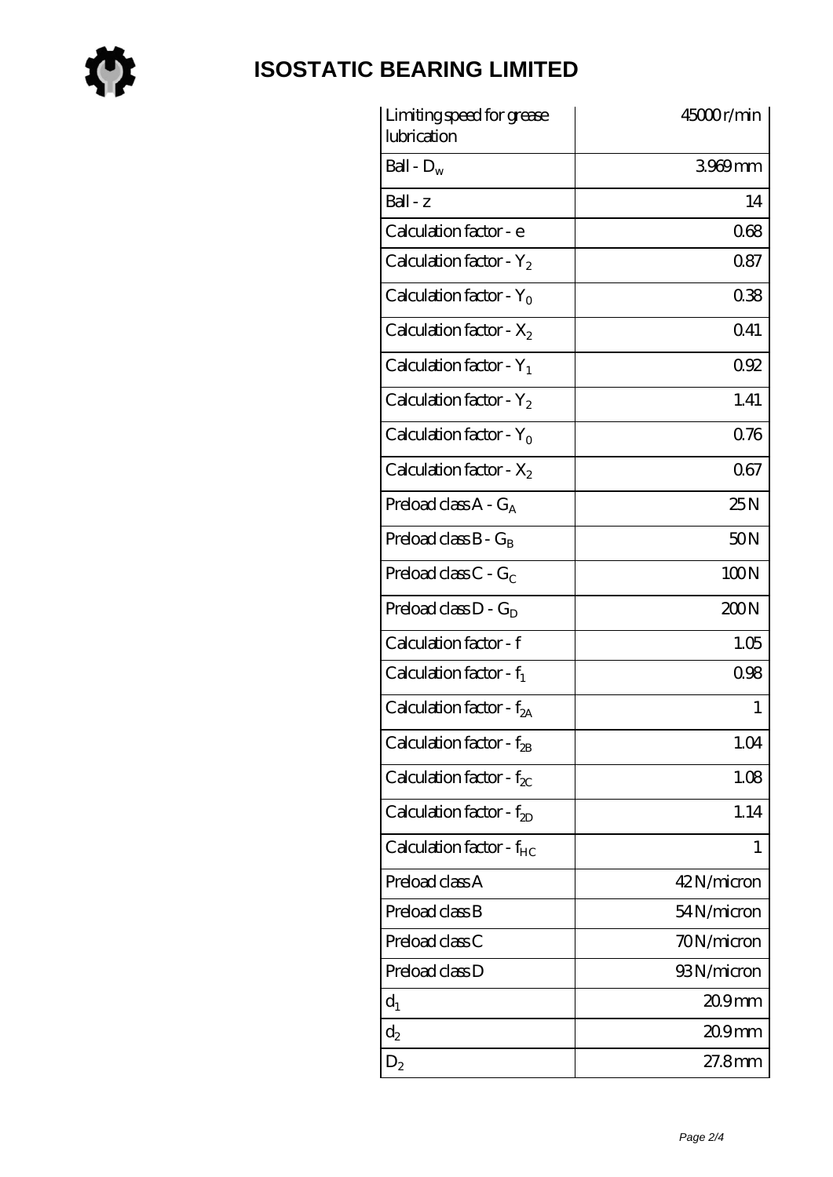# ISOSTATIC BEARING LIMITED

| | |
|---|---|
| Limiting speed for grease lubrication | 45000 r/min |
| Ball - $D_w$ | 3.969 mm |
| Ball - z | 14 |
| Calculation factor - e | 0.68 |
| Calculation factor - $Y_2$ | 0.87 |
| Calculation factor - $Y_0$ | 0.38 |
| Calculation factor - $X_2$ | 0.41 |
| Calculation factor - $Y_1$ | 0.92 |
| Calculation factor - $Y_2$ | 1.41 |
| Calculation factor - $Y_0$ | 0.76 |
| Calculation factor - $X_2$ | 0.67 |
| Preload class A - $G_A$ | 25 N |
| Preload class B - $G_B$ | 50 N |
| Preload class C - $G_C$ | 100 N |
| Preload class D - $G_D$ | 200 N |
| Calculation factor - f | 1.05 |
| Calculation factor - $f_1$ | 0.98 |
| Calculation factor - $f_{2A}$ | 1 |
| Calculation factor - $f_{2B}$ | 1.04 |
| Calculation factor - $f_{2C}$ | 1.08 |
| Calculation factor - $f_{2D}$ | 1.14 |
| Calculation factor - $f_{HC}$ | 1 |
| Preload class A | 42 N/micron |
| Preload class B | 54 N/micron |
| Preload class C | 70 N/micron |
| Preload class D | 93 N/micron |
| $d_1$ | 20.9 mm |
| $d_2$ | 20.9 mm |
| $D_2$ | 27.8 mm |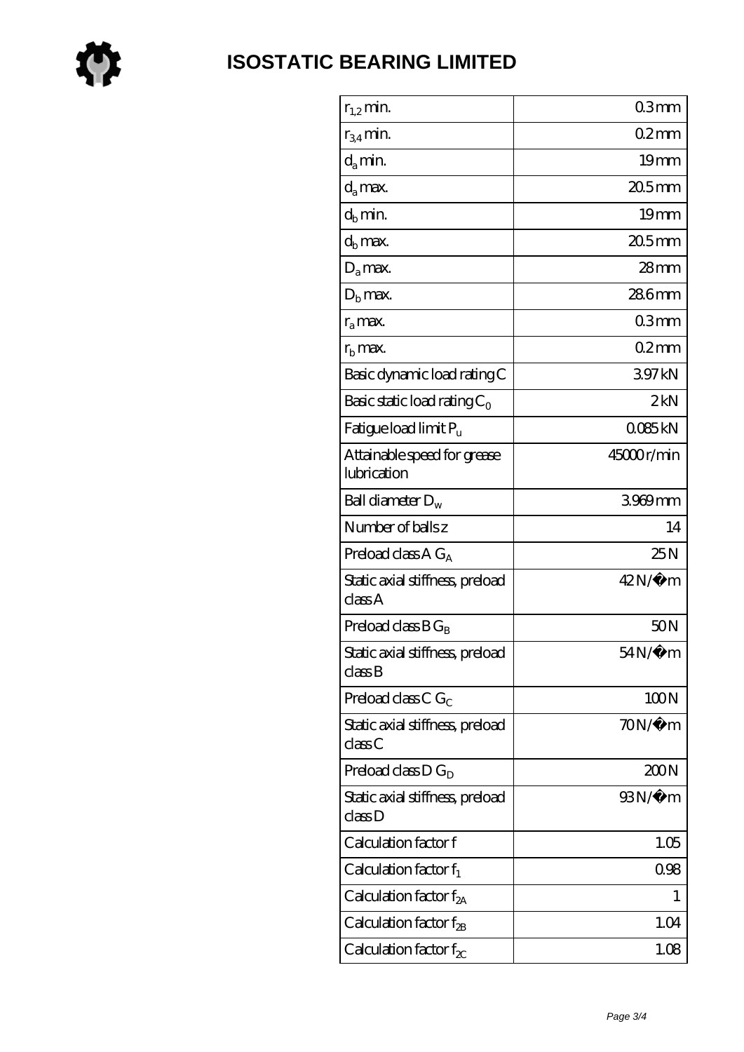# ISOSTATIC BEARING LIMITED

| | |
|---|---|
| $r_{1,2}$ min. | 0.3 mm |
| $r_{3,4}$ min. | 0.2 mm |
| $d_a$ min. | 19 mm |
| $d_a$ max. | 20.5 mm |
| $d_b$ min. | 19 mm |
| $d_b$ max. | 20.5 mm |
| $D_a$ max. | 28 mm |
| $D_b$ max. | 28.6 mm |
| $r_a$ max. | 0.3 mm |
| $r_b$ max. | 0.2 mm |
| Basic dynamic load rating C | 3.97 kN |
| Basic static load rating $C_0$ | 2 kN |
| Fatigue load limit $P_u$ | 0.085 kN |
| Attainable speed for grease lubrication | 45000 r/min |
| Ball diameter $D_w$ | 3.969 mm |
| Number of balls z | 14 |
| Preload class A $G_A$ | 25 N |
| Static axial stiffness, preload class A | 42 N/µm |
| Preload class B $G_B$ | 50 N |
| Static axial stiffness, preload class B | 54 N/µm |
| Preload class C $G_C$ | 100 N |
| Static axial stiffness, preload class C | 70 N/µm |
| Preload class D $G_D$ | 200 N |
| Static axial stiffness, preload class D | 93 N/µm |
| Calculation factor f | 1.05 |
| Calculation factor $f_1$ | 0.98 |
| Calculation factor $f_{2A}$ | 1 |
| Calculation factor $f_{2B}$ | 1.04 |
| Calculation factor $f_{2C}$ | 1.08 |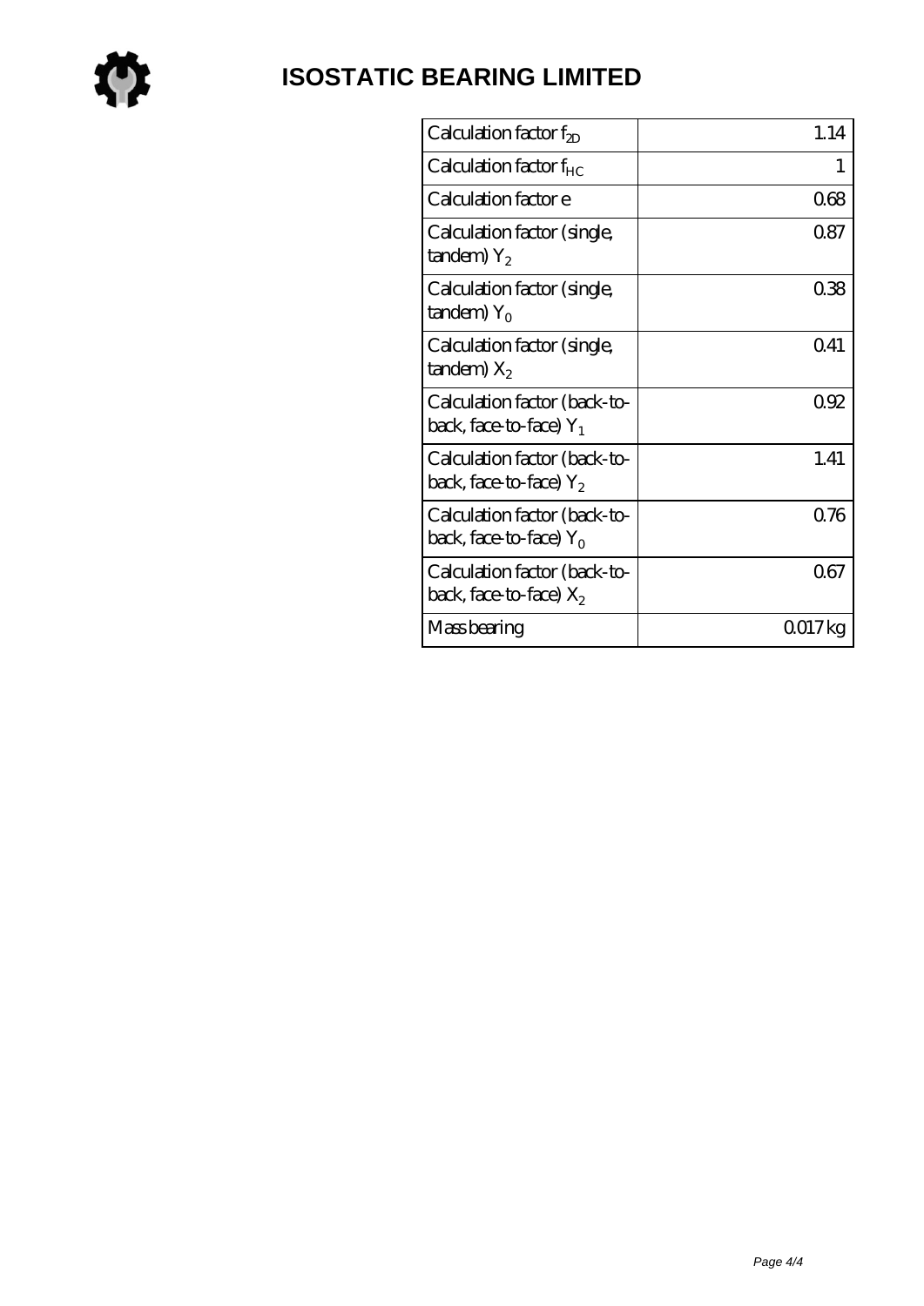| | |
|---|---|
| Calculation factor $f_{2D}$ | 1.14 |
| Calculation factor $f_{HC}$ | 1 |
| Calculation factor e | 0.68 |
| Calculation factor (single, tandem) $Y_2$ | 0.87 |
| Calculation factor (single, tandem) $Y_0$ | 0.38 |
| Calculation factor (single, tandem) $X_2$ | 0.41 |
| Calculation factor (back-to-back, face-to-face) $Y_1$ | 0.92 |
| Calculation factor (back-to-back, face-to-face) $Y_2$ | 1.41 |
| Calculation factor (back-to-back, face-to-face) $Y_0$ | 0.76 |
| Calculation factor (back-to-back, face-to-face) $X_2$ | 0.67 |
| Mass bearing | 0.017 kg |